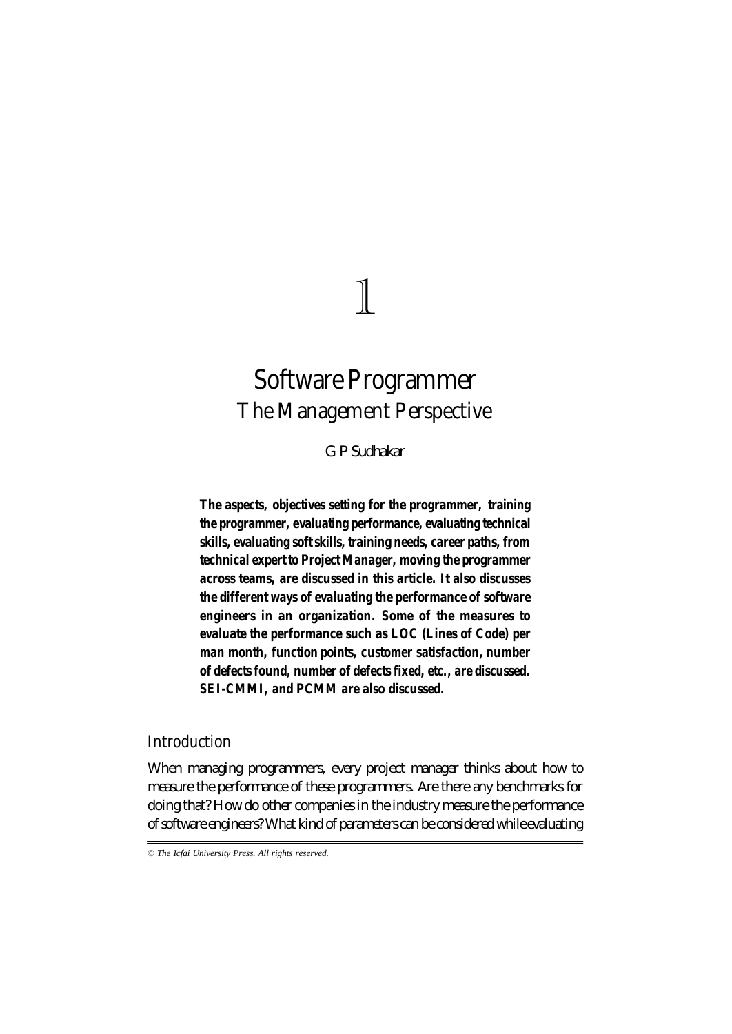# 1

# Software Programmer
## The Management Perspective

G P Sudhakar

**The aspects, objectives setting for the programmer, training the programmer, evaluating performance, evaluating technical skills, evaluating soft skills, training needs, career paths, from technical expert to Project Manager, moving the programmer across teams, are discussed in this article. It also discusses the different ways of evaluating the performance of software engineers in an organization. Some of the measures to evaluate the performance such as LOC (Lines of Code) per man month, function points, customer satisfaction, number of defects found, number of defects fixed, etc., are discussed. SEI-CMMI, and PCMM are also discussed.**

## Introduction

When managing programmers, every project manager thinks about how to measure the performance of these programmers. Are there any benchmarks for doing that? How do other companies in the industry measure the performance of software engineers? What kind of parameters can be considered while evaluating

*© The Icfai University Press. All rights reserved.*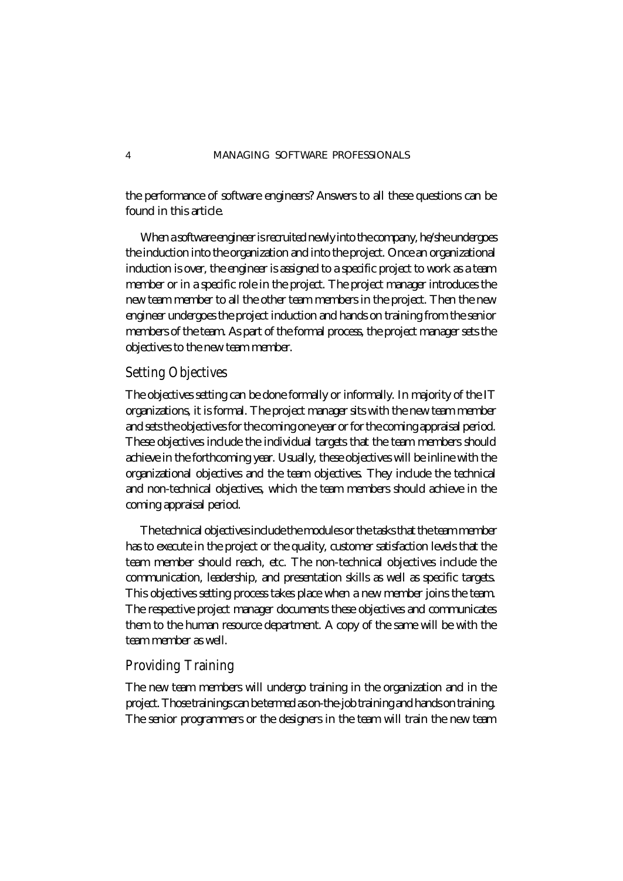the performance of software engineers? Answers to all these questions can be found in this article.

When a software engineer is recruited newly into the company, he/she undergoes the induction into the organization and into the project. Once an organizational induction is over, the engineer is assigned to a specific project to work as a team member or in a specific role in the project. The project manager introduces the new team member to all the other team members in the project. Then the new engineer undergoes the project induction and hands on training from the senior members of the team. As part of the formal process, the project manager sets the objectives to the new team member.

## Setting Objectives

The objectives setting can be done formally or informally. In majority of the IT organizations, it is formal. The project manager sits with the new team member and sets the objectives for the coming one year or for the coming appraisal period. These objectives include the individual targets that the team members should achieve in the forthcoming year. Usually, these objectives will be inline with the organizational objectives and the team objectives. They include the technical and non-technical objectives, which the team members should achieve in the coming appraisal period.

The technical objectives include the modules or the tasks that the team member has to execute in the project or the quality, customer satisfaction levels that the team member should reach, etc. The non-technical objectives include the communication, leadership, and presentation skills as well as specific targets. This objectives setting process takes place when a new member joins the team. The respective project manager documents these objectives and communicates them to the human resource department. A copy of the same will be with the team member as well.

## Providing Training

The new team members will undergo training in the organization and in the project. Those trainings can be termed as on-the-job training and hands on training. The senior programmers or the designers in the team will train the new team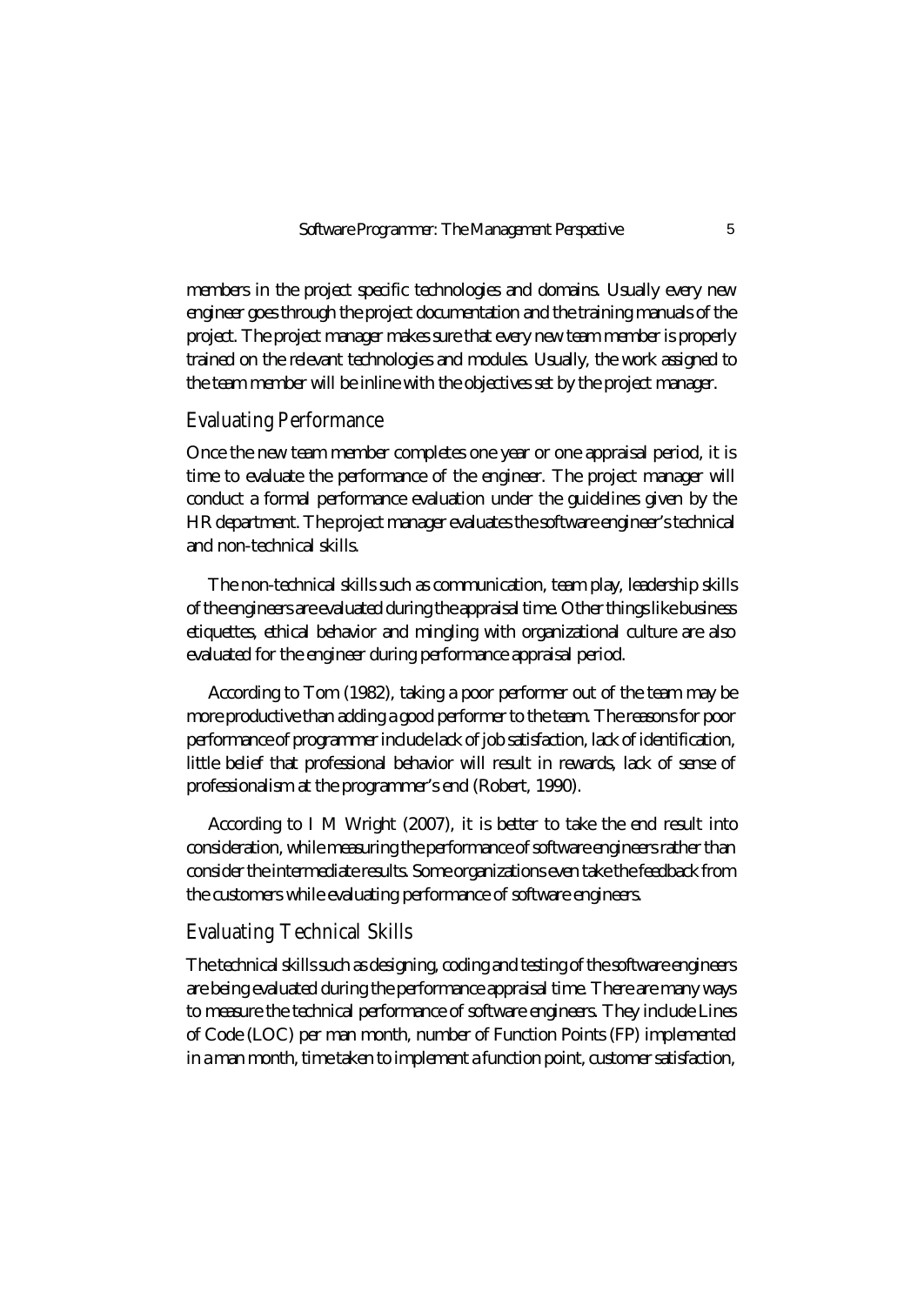members in the project specific technologies and domains. Usually every new engineer goes through the project documentation and the training manuals of the project. The project manager makes sure that every new team member is properly trained on the relevant technologies and modules. Usually, the work assigned to the team member will be inline with the objectives set by the project manager.

## Evaluating Performance

Once the new team member completes one year or one appraisal period, it is time to evaluate the performance of the engineer. The project manager will conduct a formal performance evaluation under the guidelines given by the HR department. The project manager evaluates the software engineer's technical and non-technical skills.

The non-technical skills such as communication, team play, leadership skills of the engineers are evaluated during the appraisal time. Other things like business etiquettes, ethical behavior and mingling with organizational culture are also evaluated for the engineer during performance appraisal period.

According to Tom (1982), taking a poor performer out of the team may be more productive than adding a good performer to the team. The reasons for poor performance of programmer include lack of job satisfaction, lack of identification, little belief that professional behavior will result in rewards, lack of sense of professionalism at the programmer's end (Robert, 1990).

According to I M Wright (2007), it is better to take the end result into consideration, while measuring the performance of software engineers rather than consider the intermediate results. Some organizations even take the feedback from the customers while evaluating performance of software engineers.

## Evaluating Technical Skills

The technical skills such as designing, coding and testing of the software engineers are being evaluated during the performance appraisal time. There are many ways to measure the technical performance of software engineers. They include Lines of Code (LOC) per man month, number of Function Points (FP) implemented in a man month, time taken to implement a function point, customer satisfaction,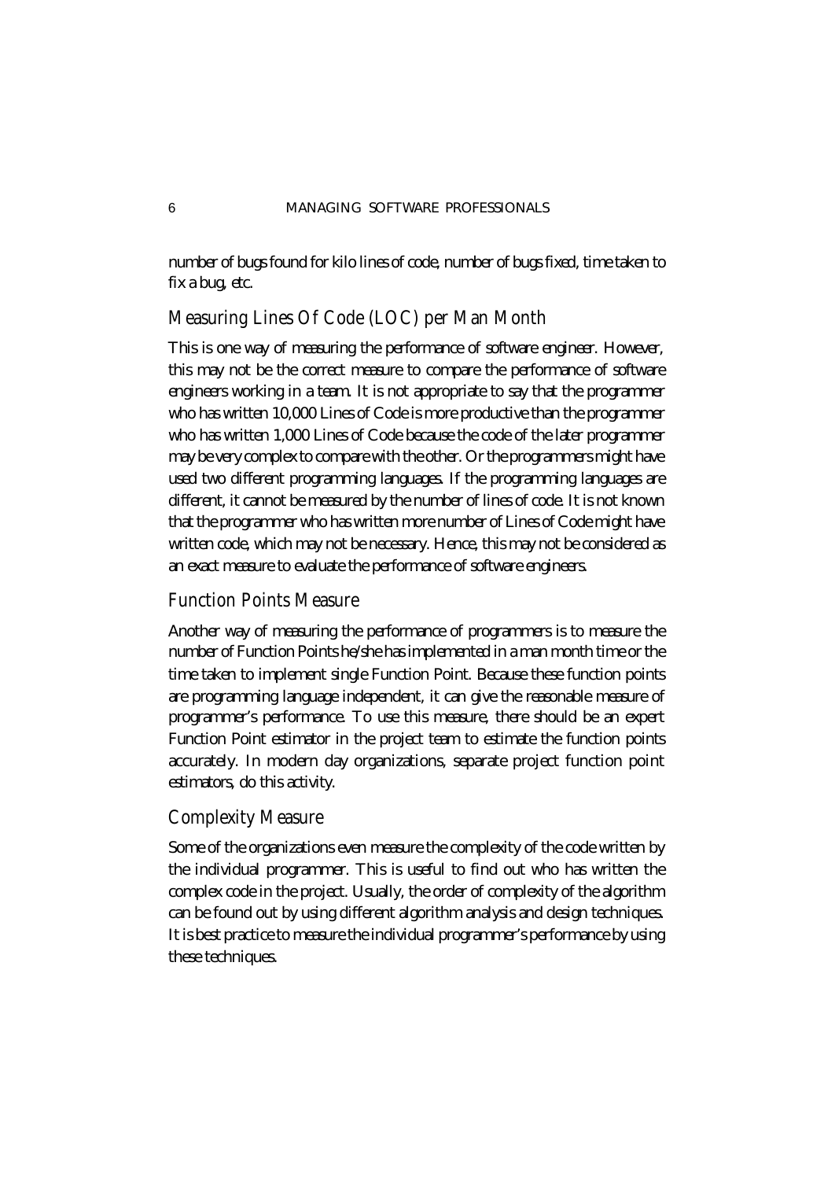number of bugs found for kilo lines of code, number of bugs fixed, time taken to fix a bug, etc.

### Measuring Lines Of Code (LOC) per Man Month

This is one way of measuring the performance of software engineer. However, this may not be the correct measure to compare the performance of software engineers working in a team. It is not appropriate to say that the programmer who has written 10,000 Lines of Code is more productive than the programmer who has written 1,000 Lines of Code because the code of the later programmer may be very complex to compare with the other. Or the programmers might have used two different programming languages. If the programming languages are different, it cannot be measured by the number of lines of code. It is not known that the programmer who has written more number of Lines of Code might have written code, which may not be necessary. Hence, this may not be considered as an exact measure to evaluate the performance of software engineers.

### Function Points Measure

Another way of measuring the performance of programmers is to measure the number of Function Points he/she has implemented in a man month time or the time taken to implement single Function Point. Because these function points are programming language independent, it can give the reasonable measure of programmer's performance. To use this measure, there should be an expert Function Point estimator in the project team to estimate the function points accurately. In modern day organizations, separate project function point estimators, do this activity.

### Complexity Measure

Some of the organizations even measure the complexity of the code written by the individual programmer. This is useful to find out who has written the complex code in the project. Usually, the order of complexity of the algorithm can be found out by using different algorithm analysis and design techniques. It is best practice to measure the individual programmer's performance by using these techniques.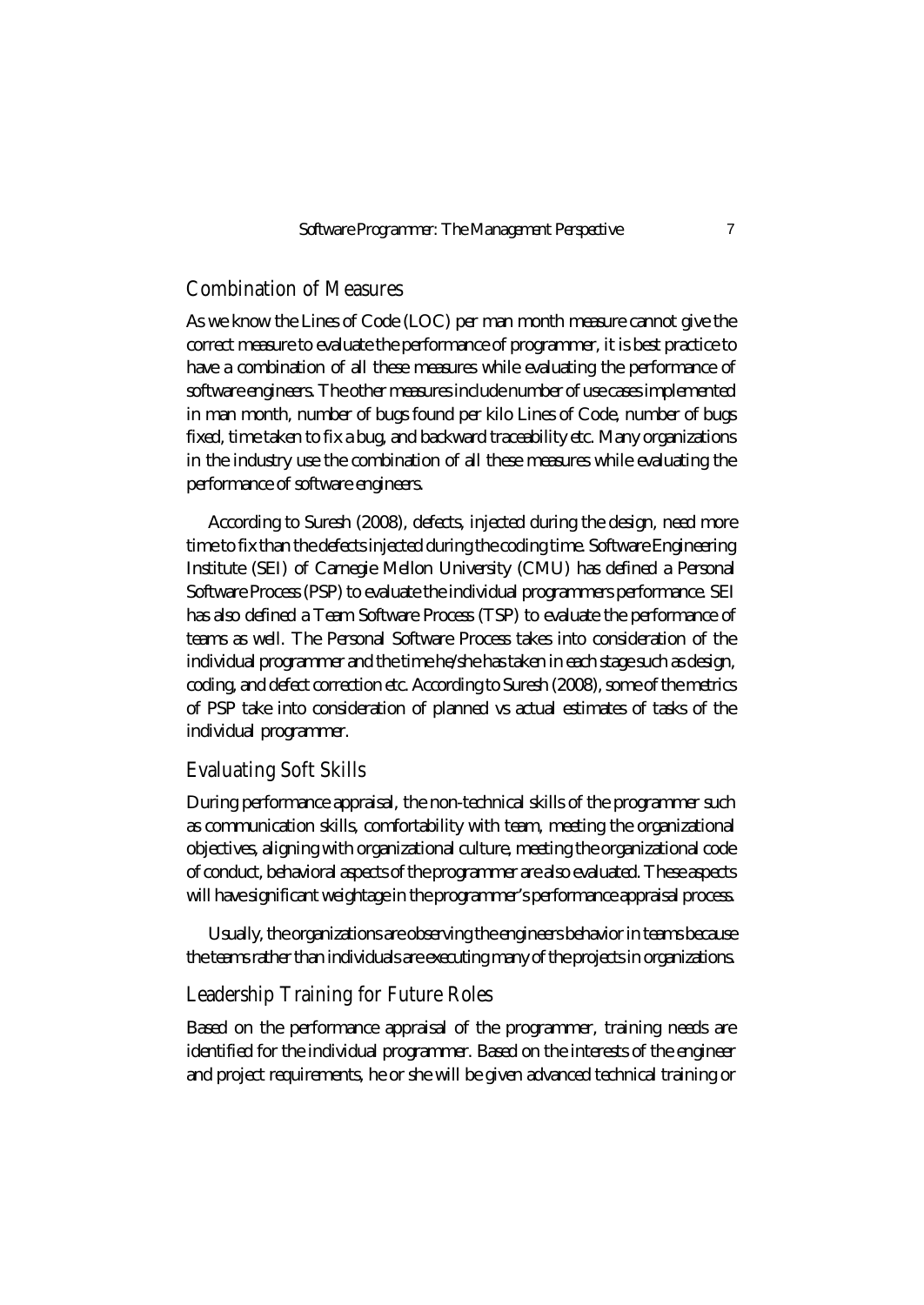## Combination of Measures

As we know the Lines of Code (LOC) per man month measure cannot give the correct measure to evaluate the performance of programmer, it is best practice to have a combination of all these measures while evaluating the performance of software engineers. The other measures include number of use cases implemented in man month, number of bugs found per kilo Lines of Code, number of bugs fixed, time taken to fix a bug, and backward traceability etc. Many organizations in the industry use the combination of all these measures while evaluating the performance of software engineers.

According to Suresh (2008), defects, injected during the design, need more time to fix than the defects injected during the coding time. Software Engineering Institute (SEI) of Carnegie Mellon University (CMU) has defined a Personal Software Process (PSP) to evaluate the individual programmers performance. SEI has also defined a Team Software Process (TSP) to evaluate the performance of teams as well. The Personal Software Process takes into consideration of the individual programmer and the time he/she has taken in each stage such as design, coding, and defect correction etc. According to Suresh (2008), some of the metrics of PSP take into consideration of planned vs actual estimates of tasks of the individual programmer.

## Evaluating Soft Skills

During performance appraisal, the non-technical skills of the programmer such as communication skills, comfortability with team, meeting the organizational objectives, aligning with organizational culture, meeting the organizational code of conduct, behavioral aspects of the programmer are also evaluated. These aspects will have significant weightage in the programmer's performance appraisal process.

Usually, the organizations are observing the engineers behavior in teams because the teams rather than individuals are executing many of the projects in organizations.

## Leadership Training for Future Roles

Based on the performance appraisal of the programmer, training needs are identified for the individual programmer. Based on the interests of the engineer and project requirements, he or she will be given advanced technical training or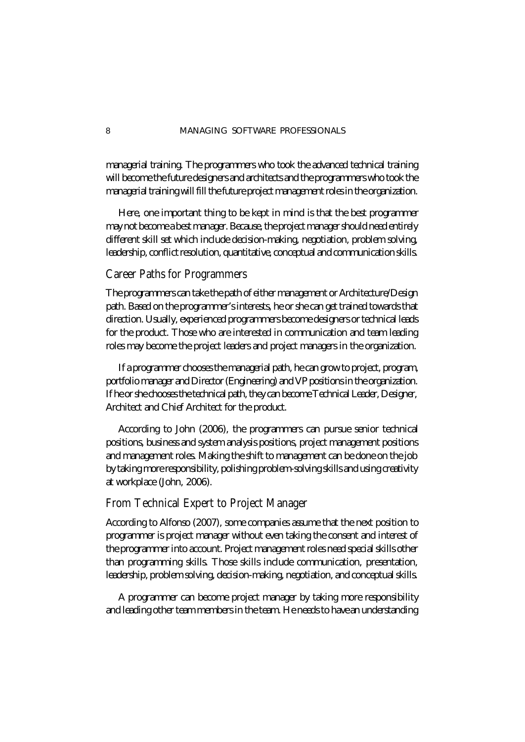managerial training. The programmers who took the advanced technical training will become the future designers and architects and the programmers who took the managerial training will fill the future project management roles in the organization.

Here, one important thing to be kept in mind is that the best programmer may not become a best manager. Because, the project manager should need entirely different skill set which include decision-making, negotiation, problem solving, leadership, conflict resolution, quantitative, conceptual and communication skills.

## Career Paths for Programmers

The programmers can take the path of either management or Architecture/Design path. Based on the programmer's interests, he or she can get trained towards that direction. Usually, experienced programmers become designers or technical leads for the product. Those who are interested in communication and team leading roles may become the project leaders and project managers in the organization.

If a programmer chooses the managerial path, he can grow to project, program, portfolio manager and Director (Engineering) and VP positions in the organization. If he or she chooses the technical path, they can become Technical Leader, Designer, Architect and Chief Architect for the product.

According to John (2006), the programmers can pursue senior technical positions, business and system analysis positions, project management positions and management roles. Making the shift to management can be done on the job by taking more responsibility, polishing problem-solving skills and using creativity at workplace (John, 2006).

## From Technical Expert to Project Manager

According to Alfonso (2007), some companies assume that the next position to programmer is project manager without even taking the consent and interest of the programmer into account. Project management roles need special skills other than programming skills. Those skills include communication, presentation, leadership, problem solving, decision-making, negotiation, and conceptual skills.

A programmer can become project manager by taking more responsibility and leading other team members in the team. He needs to have an understanding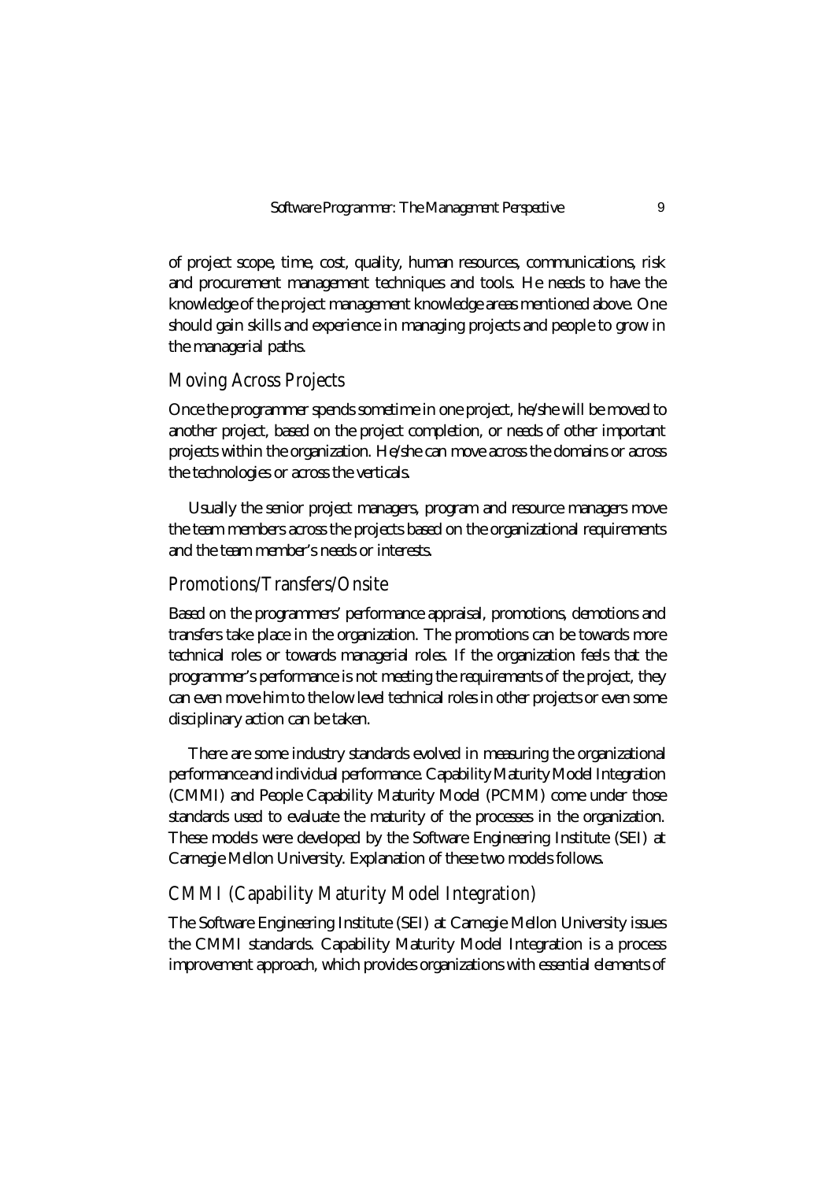of project scope, time, cost, quality, human resources, communications, risk and procurement management techniques and tools. He needs to have the knowledge of the project management knowledge areas mentioned above. One should gain skills and experience in managing projects and people to grow in the managerial paths.

## Moving Across Projects

Once the programmer spends sometime in one project, he/she will be moved to another project, based on the project completion, or needs of other important projects within the organization. He/she can move across the domains or across the technologies or across the verticals.

Usually the senior project managers, program and resource managers move the team members across the projects based on the organizational requirements and the team member's needs or interests.

## Promotions/Transfers/Onsite

Based on the programmers' performance appraisal, promotions, demotions and transfers take place in the organization. The promotions can be towards more technical roles or towards managerial roles. If the organization feels that the programmer's performance is not meeting the requirements of the project, they can even move him to the low level technical roles in other projects or even some disciplinary action can be taken.

There are some industry standards evolved in measuring the organizational performance and individual performance. Capability Maturity Model Integration (CMMI) and People Capability Maturity Model (PCMM) come under those standards used to evaluate the maturity of the processes in the organization. These models were developed by the Software Engineering Institute (SEI) at Carnegie Mellon University. Explanation of these two models follows.

## CMMI (Capability Maturity Model Integration)

The Software Engineering Institute (SEI) at Carnegie Mellon University issues the CMMI standards. Capability Maturity Model Integration is a process improvement approach, which provides organizations with essential elements of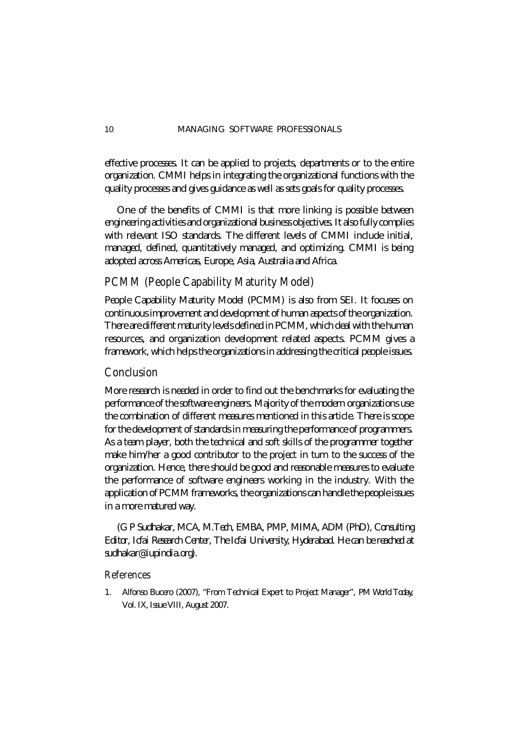effective processes. It can be applied to projects, departments or to the entire organization. CMMI helps in integrating the organizational functions with the quality processes and gives guidance as well as sets goals for quality processes.

One of the benefits of CMMI is that more linking is possible between engineering activities and organizational business objectives. It also fully complies with relevant ISO standards. The different levels of CMMI include initial, managed, defined, quantitatively managed, and optimizing. CMMI is being adopted across Americas, Europe, Asia, Australia and Africa.

## PCMM (People Capability Maturity Model)

People Capability Maturity Model (PCMM) is also from SEI. It focuses on continuous improvement and development of human aspects of the organization. There are different maturity levels defined in PCMM, which deal with the human resources, and organization development related aspects. PCMM gives a framework, which helps the organizations in addressing the critical people issues.

## Conclusion

More research is needed in order to find out the benchmarks for evaluating the performance of the software engineers. Majority of the modern organizations use the combination of different measures mentioned in this article. There is scope for the development of standards in measuring the performance of programmers. As a team player, both the technical and soft skills of the programmer together make him/her a good contributor to the project in turn to the success of the organization. Hence, there should be good and reasonable measures to evaluate the performance of software engineers working in the industry. With the application of PCMM frameworks, the organizations can handle the people issues in a more matured way.

*(G P Sudhakar, MCA, M.Tech, EMBA, PMP, MIMA, ADM (PhD), Consulting Editor, Icfai Research Center, The Icfai University, Hyderabad. He can be reached at sudhakar@iupindia.org).*

### References

1. Alfonso Bucero (2007), "From Technical Expert to Project Manager", *PM World Today*, Vol. IX, Issue VIII, August 2007.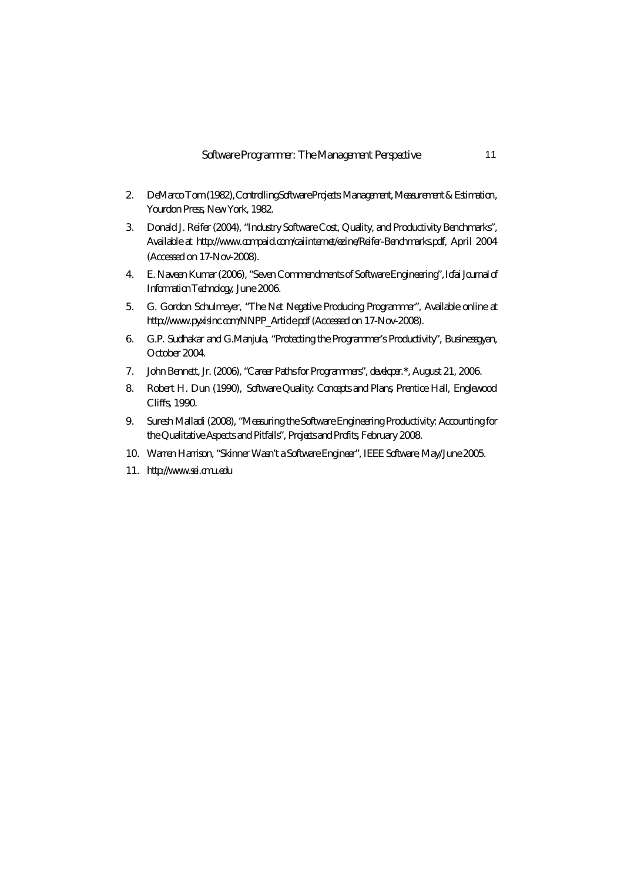2. DeMarco Tom (1982), Controlling Software Projects: Management, Measurement & Estimation, Yourdon Press, New York, 1982.
3. Donald J. Reifer (2004), "Industry Software Cost, Quality, and Productivity Benchmarks", Available at http://www.compaid.com/caiinternet/ezine/Reifer-Benchmarks.pdf, April 2004 (Accessed on 17-Nov-2008).
4. E. Naveen Kumar (2006), "Seven Commendments of Software Engineering", Icfai Journal of Information Technology, June 2006.
5. G. Gordon Schulmeyer, "The Net Negative Producing Programmer", Available online at http://www.pyxisinc.com/NNPP_Article.pdf (Accessed on 17-Nov-2008).
6. G.P. Sudhakar and G.Manjula, "Protecting the Programmer's Productivity", Businessgyan, October 2004.
7. John Bennett, Jr. (2006), "Career Paths for Programmers", developer.*, August 21, 2006.
8. Robert H. Dun (1990), Software Quality: Concepts and Plans, Prentice Hall, Englewood Cliffs, 1990.
9. Suresh Malladi (2008), "Measuring the Software Engineering Productivity: Accounting for the Qualitative Aspects and Pitfalls", Projects and Profits, February 2008.
10. Warren Harrison, "Skinner Wasn't a Software Engineer", IEEE Software, May/June 2005.
11. http://www.sei.cmu.edu